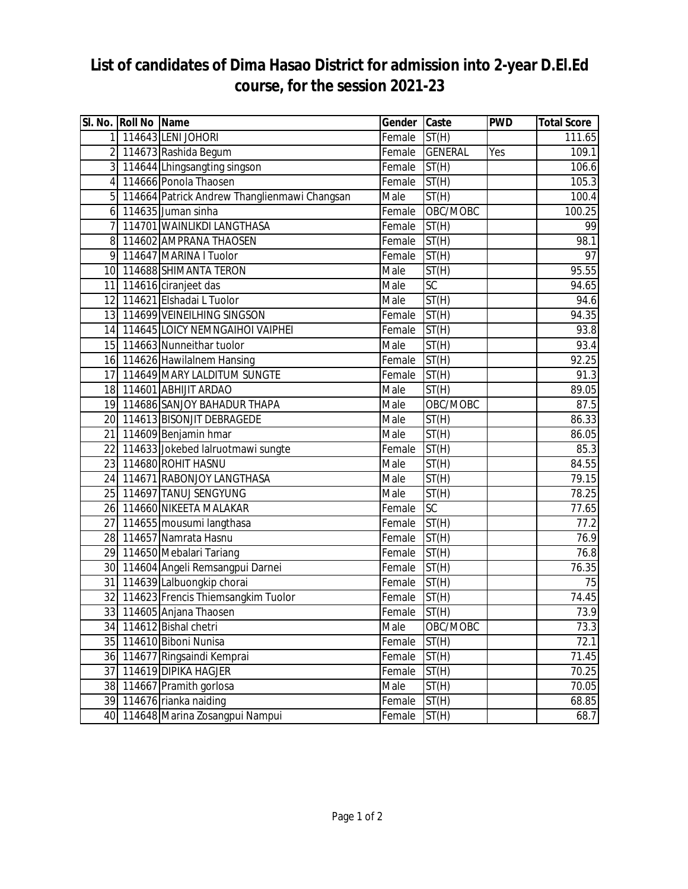# List of candidates of Dima Hasao District for admission into 2-year D.El.Ed course, for the session 2021-23

| Sl. No. | Roll No | Name | Gender | Caste | PWD | Total Score |
|---|---|---|---|---|---|---|
| 1 | 114643 | LENI JOHORI | Female | ST(H) | | 111.65 |
| 2 | 114673 | Rashida Begum | Female | GENERAL | Yes | 109.1 |
| 3 | 114644 | Lhingsangting singson | Female | ST(H) | | 106.6 |
| 4 | 114666 | Ponola Thaosen | Female | ST(H) | | 105.3 |
| 5 | 114664 | Patrick Andrew Thanglienmawi Changsan | Male | ST(H) | | 100.4 |
| 6 | 114635 | Juman sinha | Female | OBC/MOBC | | 100.25 |
| 7 | 114701 | WAINLIKDI LANGTHASA | Female | ST(H) | | 99 |
| 8 | 114602 | AMPRANA THAOSEN | Female | ST(H) | | 98.1 |
| 9 | 114647 | MARINA l Tuolor | Female | ST(H) | | 97 |
| 10 | 114688 | SHIMANTA TERON | Male | ST(H) | | 95.55 |
| 11 | 114616 | ciranjeet das | Male | SC | | 94.65 |
| 12 | 114621 | Elshadai L Tuolor | Male | ST(H) | | 94.6 |
| 13 | 114699 | VEINEILHING SINGSON | Female | ST(H) | | 94.35 |
| 14 | 114645 | LOICY NEMNGAIHOI VAIPHEI | Female | ST(H) | | 93.8 |
| 15 | 114663 | Nunneithar tuolor | Male | ST(H) | | 93.4 |
| 16 | 114626 | Hawilalnem Hansing | Female | ST(H) | | 92.25 |
| 17 | 114649 | MARY LALDITUM SUNGTE | Female | ST(H) | | 91.3 |
| 18 | 114601 | ABHIJIT ARDAO | Male | ST(H) | | 89.05 |
| 19 | 114686 | SANJOY BAHADUR THAPA | Male | OBC/MOBC | | 87.5 |
| 20 | 114613 | BISONJIT DEBRAGEDE | Male | ST(H) | | 86.33 |
| 21 | 114609 | Benjamin hmar | Male | ST(H) | | 86.05 |
| 22 | 114633 | Jokebed lalruotmawi sungte | Female | ST(H) | | 85.3 |
| 23 | 114680 | ROHIT HASNU | Male | ST(H) | | 84.55 |
| 24 | 114671 | RABONJOY LANGTHASA | Male | ST(H) | | 79.15 |
| 25 | 114697 | TANUJ SENGYUNG | Male | ST(H) | | 78.25 |
| 26 | 114660 | NIKEETA MALAKAR | Female | SC | | 77.65 |
| 27 | 114655 | mousumi langthasa | Female | ST(H) | | 77.2 |
| 28 | 114657 | Namrata Hasnu | Female | ST(H) | | 76.9 |
| 29 | 114650 | Mebalari Tariang | Female | ST(H) | | 76.8 |
| 30 | 114604 | Angeli Remsangpui Darnei | Female | ST(H) | | 76.35 |
| 31 | 114639 | Lalbuongkip chorai | Female | ST(H) | | 75 |
| 32 | 114623 | Frencis Thiemsangkim Tuolor | Female | ST(H) | | 74.45 |
| 33 | 114605 | Anjana Thaosen | Female | ST(H) | | 73.9 |
| 34 | 114612 | Bishal chetri | Male | OBC/MOBC | | 73.3 |
| 35 | 114610 | Biboni Nunisa | Female | ST(H) | | 72.1 |
| 36 | 114677 | Ringsaindi Kemprai | Female | ST(H) | | 71.45 |
| 37 | 114619 | DIPIKA HAGJER | Female | ST(H) | | 70.25 |
| 38 | 114667 | Pramith gorlosa | Male | ST(H) | | 70.05 |
| 39 | 114676 | rianka naiding | Female | ST(H) | | 68.85 |
| 40 | 114648 | Marina Zosangpui Nampui | Female | ST(H) | | 68.7 |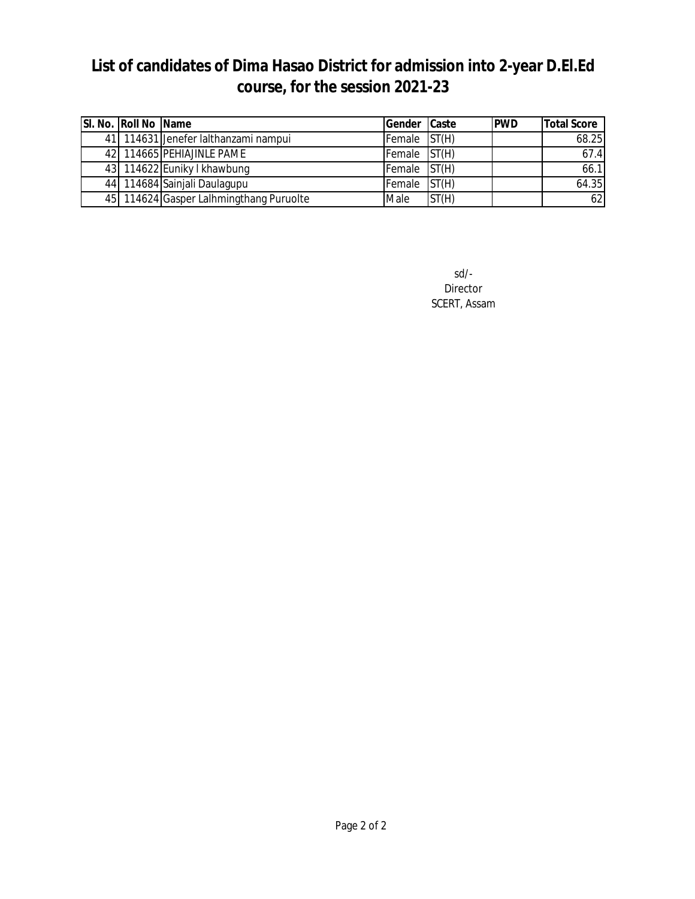# List of candidates of Dima Hasao District for admission into 2-year D.El.Ed course, for the session 2021-23

| Sl. No. | Roll No | Name | Gender | Caste | PWD | Total Score |
|---|---|---|---|---|---|---|
| 41 | 114631 | Jenefer lalthanzami nampui | Female | ST(H) | | 68.25 |
| 42 | 114665 | PEHIAJINLE PAME | Female | ST(H) | | 67.4 |
| 43 | 114622 | Euniky l khawbung | Female | ST(H) | | 66.1 |
| 44 | 114684 | Sainjali Daulagupu | Female | ST(H) | | 64.35 |
| 45 | 114624 | Gasper Lalhmingthang Puruolte | Male | ST(H) | | 62 |

sd/-
Director
SCERT, Assam